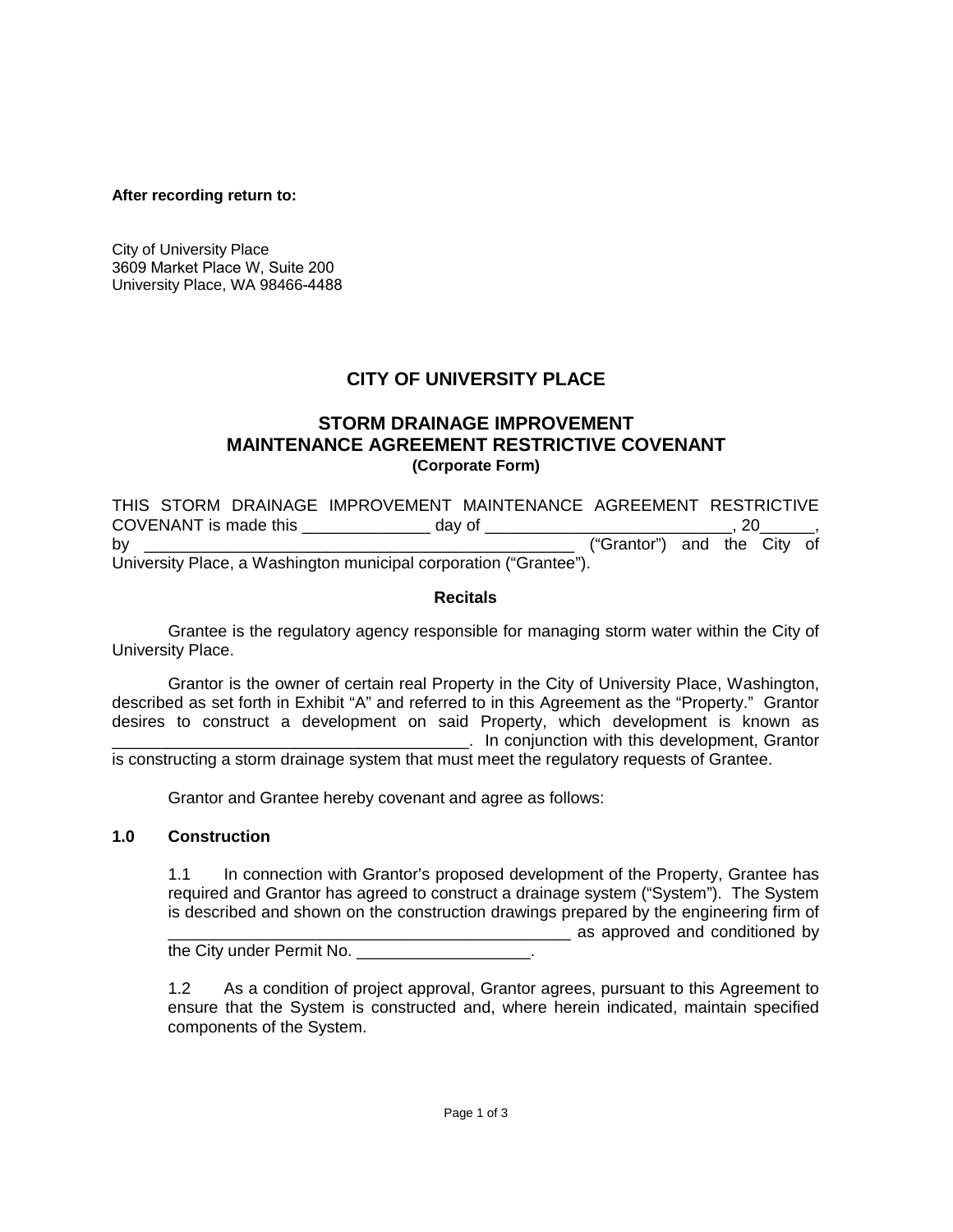**After recording return to:**

City of University Place
3609 Market Place W, Suite 200
University Place, WA 98466-4488

# CITY OF UNIVERSITY PLACE

## STORM DRAINAGE IMPROVEMENT
## MAINTENANCE AGREEMENT RESTRICTIVE COVENANT

**(Corporate Form)**

THIS STORM DRAINAGE IMPROVEMENT MAINTENANCE AGREEMENT RESTRICTIVE COVENANT is made this ______________ day of ___________________________, 20______, by _______________________________________________ ("Grantor") and the City of University Place, a Washington municipal corporation ("Grantee").

**Recitals**

Grantee is the regulatory agency responsible for managing storm water within the City of University Place.

Grantor is the owner of certain real Property in the City of University Place, Washington, described as set forth in Exhibit "A" and referred to in this Agreement as the "Property." Grantor desires to construct a development on said Property, which development is known as _______________________________________. In conjunction with this development, Grantor is constructing a storm drainage system that must meet the regulatory requests of Grantee.

Grantor and Grantee hereby covenant and agree as follows:

### 1.0 Construction

1.1 In connection with Grantor's proposed development of the Property, Grantee has required and Grantor has agreed to construct a drainage system ("System"). The System is described and shown on the construction drawings prepared by the engineering firm of _____________________________________________ as approved and conditioned by the City under Permit No. ___________________.

1.2 As a condition of project approval, Grantor agrees, pursuant to this Agreement to ensure that the System is constructed and, where herein indicated, maintain specified components of the System.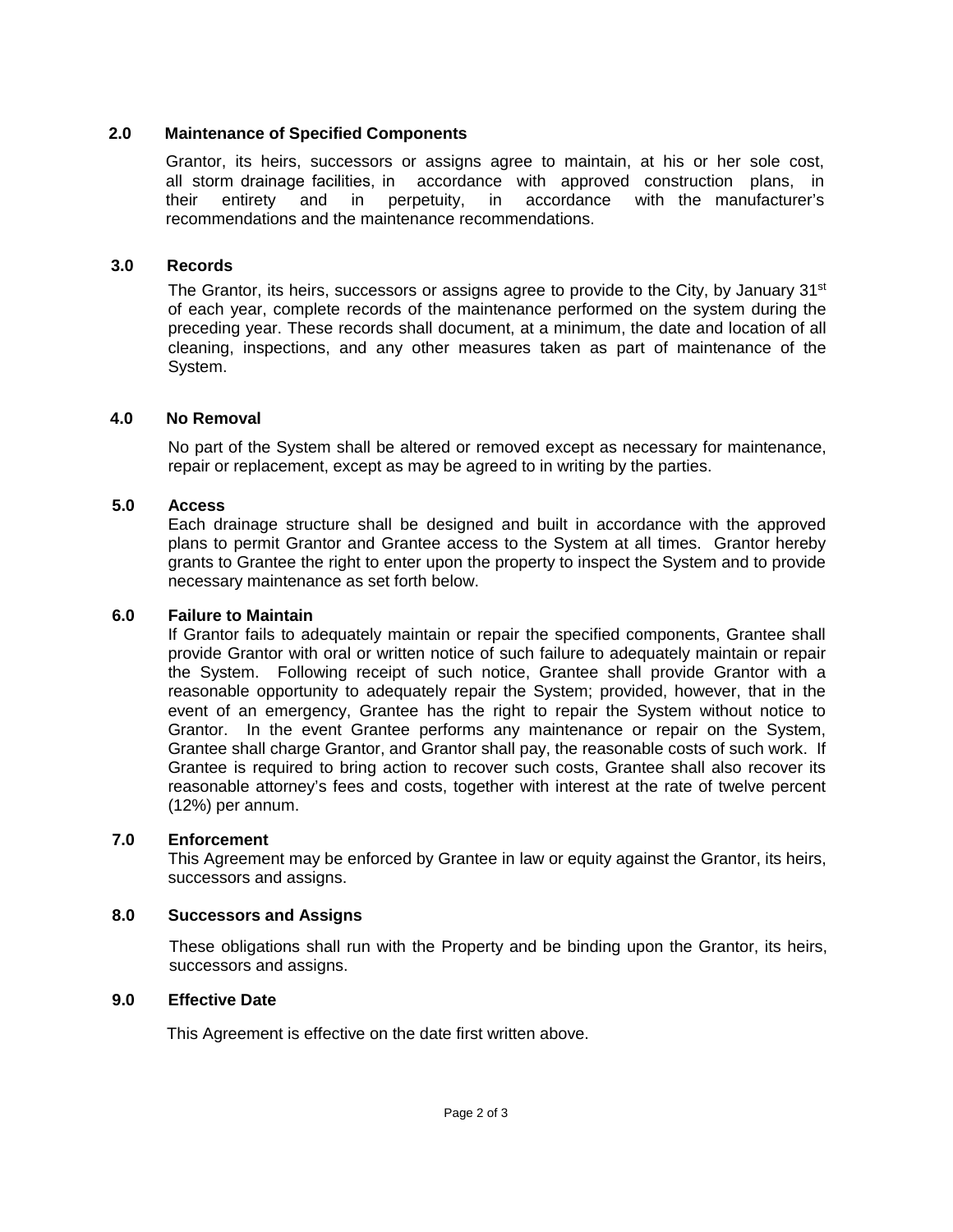## 2.0 Maintenance of Specified Components

Grantor, its heirs, successors or assigns agree to maintain, at his or her sole cost, all storm drainage facilities, in accordance with approved construction plans, in their entirety and in perpetuity, in accordance with the manufacturer's recommendations and the maintenance recommendations.

## 3.0 Records

The Grantor, its heirs, successors or assigns agree to provide to the City, by January 31st of each year, complete records of the maintenance performed on the system during the preceding year. These records shall document, at a minimum, the date and location of all cleaning, inspections, and any other measures taken as part of maintenance of the System.

## 4.0 No Removal

No part of the System shall be altered or removed except as necessary for maintenance, repair or replacement, except as may be agreed to in writing by the parties.

## 5.0 Access

Each drainage structure shall be designed and built in accordance with the approved plans to permit Grantor and Grantee access to the System at all times. Grantor hereby grants to Grantee the right to enter upon the property to inspect the System and to provide necessary maintenance as set forth below.

## 6.0 Failure to Maintain

If Grantor fails to adequately maintain or repair the specified components, Grantee shall provide Grantor with oral or written notice of such failure to adequately maintain or repair the System. Following receipt of such notice, Grantee shall provide Grantor with a reasonable opportunity to adequately repair the System; provided, however, that in the event of an emergency, Grantee has the right to repair the System without notice to Grantor. In the event Grantee performs any maintenance or repair on the System, Grantee shall charge Grantor, and Grantor shall pay, the reasonable costs of such work. If Grantee is required to bring action to recover such costs, Grantee shall also recover its reasonable attorney's fees and costs, together with interest at the rate of twelve percent (12%) per annum.

## 7.0 Enforcement

This Agreement may be enforced by Grantee in law or equity against the Grantor, its heirs, successors and assigns.

## 8.0 Successors and Assigns

These obligations shall run with the Property and be binding upon the Grantor, its heirs, successors and assigns.

## 9.0 Effective Date

This Agreement is effective on the date first written above.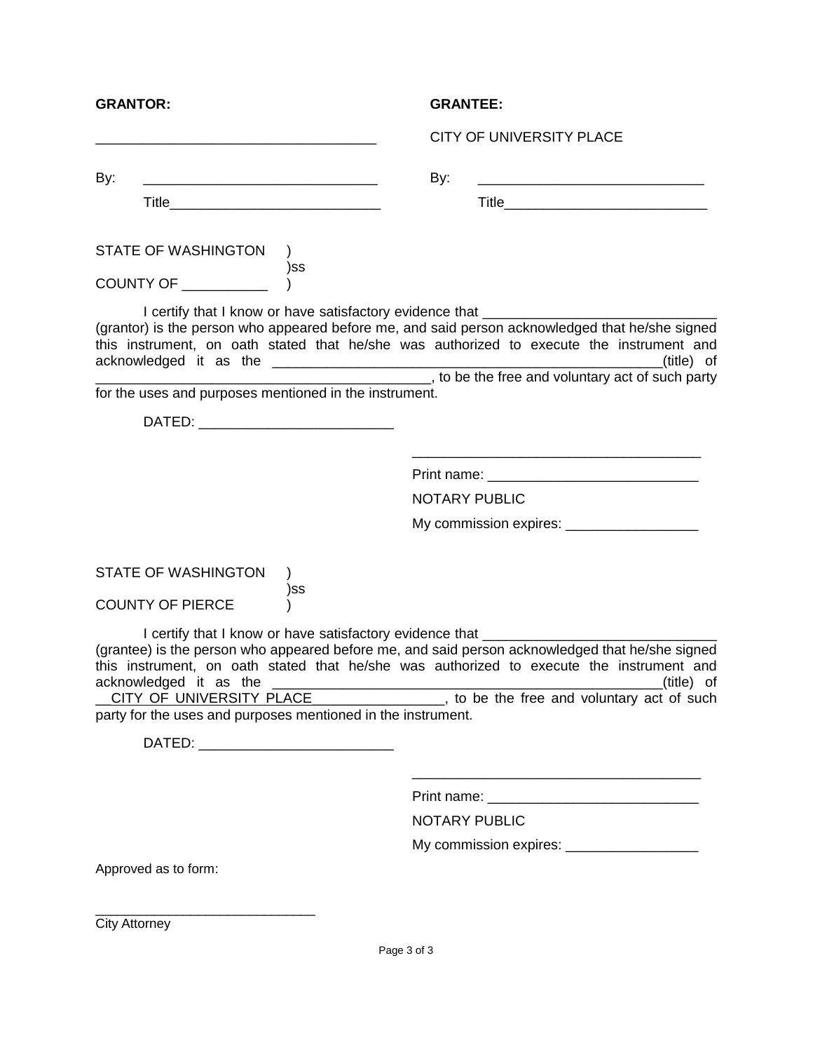**GRANTOR:**

\_\_\_\_\_\_\_\_\_\_\_\_\_\_\_\_\_\_\_\_\_\_\_\_\_\_\_\_\_\_\_\_\_\_\_\_

By: \_\_\_\_\_\_\_\_\_\_\_\_\_\_\_\_\_\_\_\_\_\_\_\_\_\_\_\_\_\_

Title\_\_\_\_\_\_\_\_\_\_\_\_\_\_\_\_\_\_\_\_\_\_\_\_\_\_\_\_

**GRANTEE:**

CITY OF UNIVERSITY PLACE

By: \_\_\_\_\_\_\_\_\_\_\_\_\_\_\_\_\_\_\_\_\_\_\_\_\_\_\_\_\_\_

Title\_\_\_\_\_\_\_\_\_\_\_\_\_\_\_\_\_\_\_\_\_\_\_\_\_\_\_\_

STATE OF WASHINGTON )
)ss
COUNTY OF \_\_\_\_\_\_\_\_\_\_\_ )

I certify that I know or have satisfactory evidence that \_\_\_\_\_\_\_\_\_\_\_\_\_\_\_\_\_\_\_\_\_\_\_\_\_\_\_\_\_\_ (grantor) is the person who appeared before me, and said person acknowledged that he/she signed this instrument, on oath stated that he/she was authorized to execute the instrument and acknowledged it as the \_\_\_\_\_\_\_\_\_\_\_\_\_\_\_\_\_\_\_\_\_\_\_\_\_\_\_\_\_\_\_\_\_\_\_\_\_\_\_\_\_\_\_\_\_\_\_\_\_\_\_(title) of \_\_\_\_\_\_\_\_\_\_\_\_\_\_\_\_\_\_\_\_\_\_\_\_\_\_\_\_\_\_\_\_\_\_\_\_\_\_\_\_\_\_\_\_\_\_, to be the free and voluntary act of such party for the uses and purposes mentioned in the instrument.

DATED: \_\_\_\_\_\_\_\_\_\_\_\_\_\_\_\_\_\_\_\_\_\_\_\_\_

\_\_\_\_\_\_\_\_\_\_\_\_\_\_\_\_\_\_\_\_\_\_\_\_\_\_\_\_\_\_\_\_\_\_\_\_\_\_

Print name: \_\_\_\_\_\_\_\_\_\_\_\_\_\_\_\_\_\_\_\_\_\_\_\_\_\_\_

NOTARY PUBLIC

My commission expires: \_\_\_\_\_\_\_\_\_\_\_\_\_\_\_\_\_

STATE OF WASHINGTON )
)ss
COUNTY OF PIERCE )

I certify that I know or have satisfactory evidence that \_\_\_\_\_\_\_\_\_\_\_\_\_\_\_\_\_\_\_\_\_\_\_\_\_\_\_\_\_\_ (grantee) is the person who appeared before me, and said person acknowledged that he/she signed this instrument, on oath stated that he/she was authorized to execute the instrument and acknowledged it as the \_\_\_\_\_\_\_\_\_\_\_\_\_\_\_\_\_\_\_\_\_\_\_\_\_\_\_\_\_\_\_\_\_\_\_\_\_\_\_\_\_\_\_\_\_\_\_\_\_\_\_(title) of CITY OF UNIVERSITY PLACE\_\_\_\_\_\_\_\_\_\_\_\_\_\_\_\_\_, to be the free and voluntary act of such party for the uses and purposes mentioned in the instrument.

DATED: \_\_\_\_\_\_\_\_\_\_\_\_\_\_\_\_\_\_\_\_\_\_\_\_\_

\_\_\_\_\_\_\_\_\_\_\_\_\_\_\_\_\_\_\_\_\_\_\_\_\_\_\_\_\_\_\_\_\_\_\_\_\_\_

Print name: \_\_\_\_\_\_\_\_\_\_\_\_\_\_\_\_\_\_\_\_\_\_\_\_\_\_\_

NOTARY PUBLIC

My commission expires: \_\_\_\_\_\_\_\_\_\_\_\_\_\_\_\_\_

Approved as to form:

\_\_\_\_\_\_\_\_\_\_\_\_\_\_\_\_\_\_\_\_\_\_\_\_\_\_\_\_\_\_

City Attorney